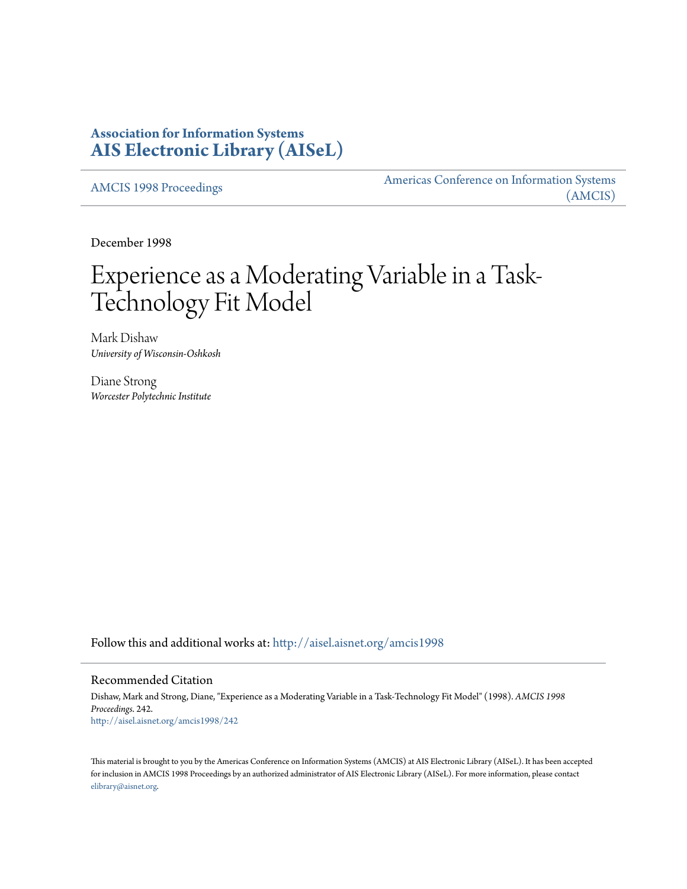**Association for Information Systems**
**AIS Electronic Library (AISeL)**

AMCIS 1998 Proceedings

Americas Conference on Information Systems (AMCIS)

December 1998

# Experience as a Moderating Variable in a Task-Technology Fit Model

Mark Dishaw
*University of Wisconsin-Oshkosh*

Diane Strong
*Worcester Polytechnic Institute*

Follow this and additional works at: http://aisel.aisnet.org/amcis1998

## Recommended Citation

Dishaw, Mark and Strong, Diane, "Experience as a Moderating Variable in a Task-Technology Fit Model" (1998). *AMCIS 1998 Proceedings*. 242.
http://aisel.aisnet.org/amcis1998/242

This material is brought to you by the Americas Conference on Information Systems (AMCIS) at AIS Electronic Library (AISeL). It has been accepted for inclusion in AMCIS 1998 Proceedings by an authorized administrator of AIS Electronic Library (AISeL). For more information, please contact elibrary@aisnet.org.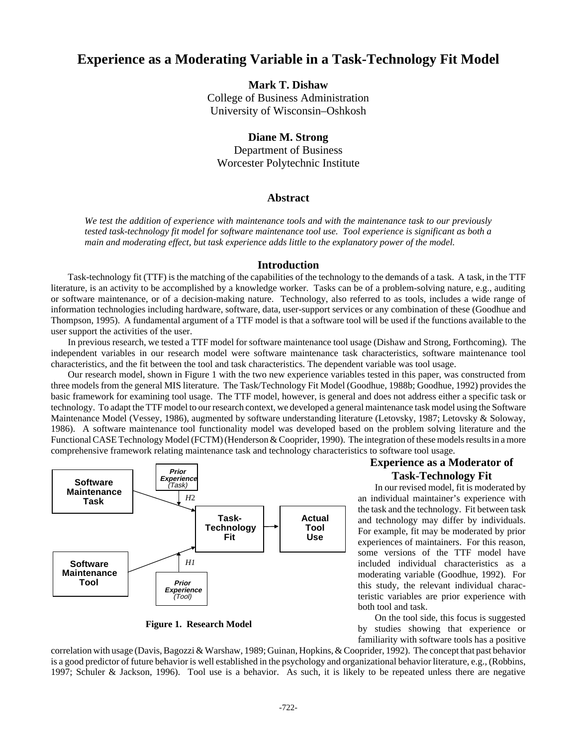# Experience as a Moderating Variable in a Task-Technology Fit Model

**Mark T. Dishaw**
College of Business Administration
University of Wisconsin–Oshkosh

**Diane M. Strong**
Department of Business
Worcester Polytechnic Institute

## Abstract

*We test the addition of experience with maintenance tools and with the maintenance task to our previously tested task-technology fit model for software maintenance tool use. Tool experience is significant as both a main and moderating effect, but task experience adds little to the explanatory power of the model.*

## Introduction

Task-technology fit (TTF) is the matching of the capabilities of the technology to the demands of a task. A task, in the TTF literature, is an activity to be accomplished by a knowledge worker. Tasks can be of a problem-solving nature, e.g., auditing or software maintenance, or of a decision-making nature. Technology, also referred to as tools, includes a wide range of information technologies including hardware, software, data, user-support services or any combination of these (Goodhue and Thompson, 1995). A fundamental argument of a TTF model is that a software tool will be used if the functions available to the user support the activities of the user.

In previous research, we tested a TTF model for software maintenance tool usage (Dishaw and Strong, Forthcoming). The independent variables in our research model were software maintenance task characteristics, software maintenance tool characteristics, and the fit between the tool and task characteristics. The dependent variable was tool usage.

Our research model, shown in Figure 1 with the two new experience variables tested in this paper, was constructed from three models from the general MIS literature. The Task/Technology Fit Model (Goodhue, 1988b; Goodhue, 1992) provides the basic framework for examining tool usage. The TTF model, however, is general and does not address either a specific task or technology. To adapt the TTF model to our research context, we developed a general maintenance task model using the Software Maintenance Model (Vessey, 1986), augmented by software understanding literature (Letovsky, 1987; Letovsky & Soloway, 1986). A software maintenance tool functionality model was developed based on the problem solving literature and the Functional CASE Technology Model (FCTM) (Henderson & Cooprider, 1990). The integration of these models results in a more comprehensive framework relating maintenance task and technology characteristics to software tool usage.

Software Maintenance Task — Prior Experience (Task) — H2 — Task-Technology Fit — Actual Tool Use — Software Maintenance Tool — H1 — Prior Experience (Tool)

**Figure 1. Research Model**

## Experience as a Moderator of Task-Technology Fit

In our revised model, fit is moderated by an individual maintainer's experience with the task and the technology. Fit between task and technology may differ by individuals. For example, fit may be moderated by prior experiences of maintainers. For this reason, some versions of the TTF model have included individual characteristics as a moderating variable (Goodhue, 1992). For this study, the relevant individual characteristic variables are prior experience with both tool and task.

On the tool side, this focus is suggested by studies showing that experience or familiarity with software tools has a positive correlation with usage (Davis, Bagozzi & Warshaw, 1989; Guinan, Hopkins, & Cooprider, 1992). The concept that past behavior is a good predictor of future behavior is well established in the psychology and organizational behavior literature, e.g., (Robbins, 1997; Schuler & Jackson, 1996). Tool use is a behavior. As such, it is likely to be repeated unless there are negative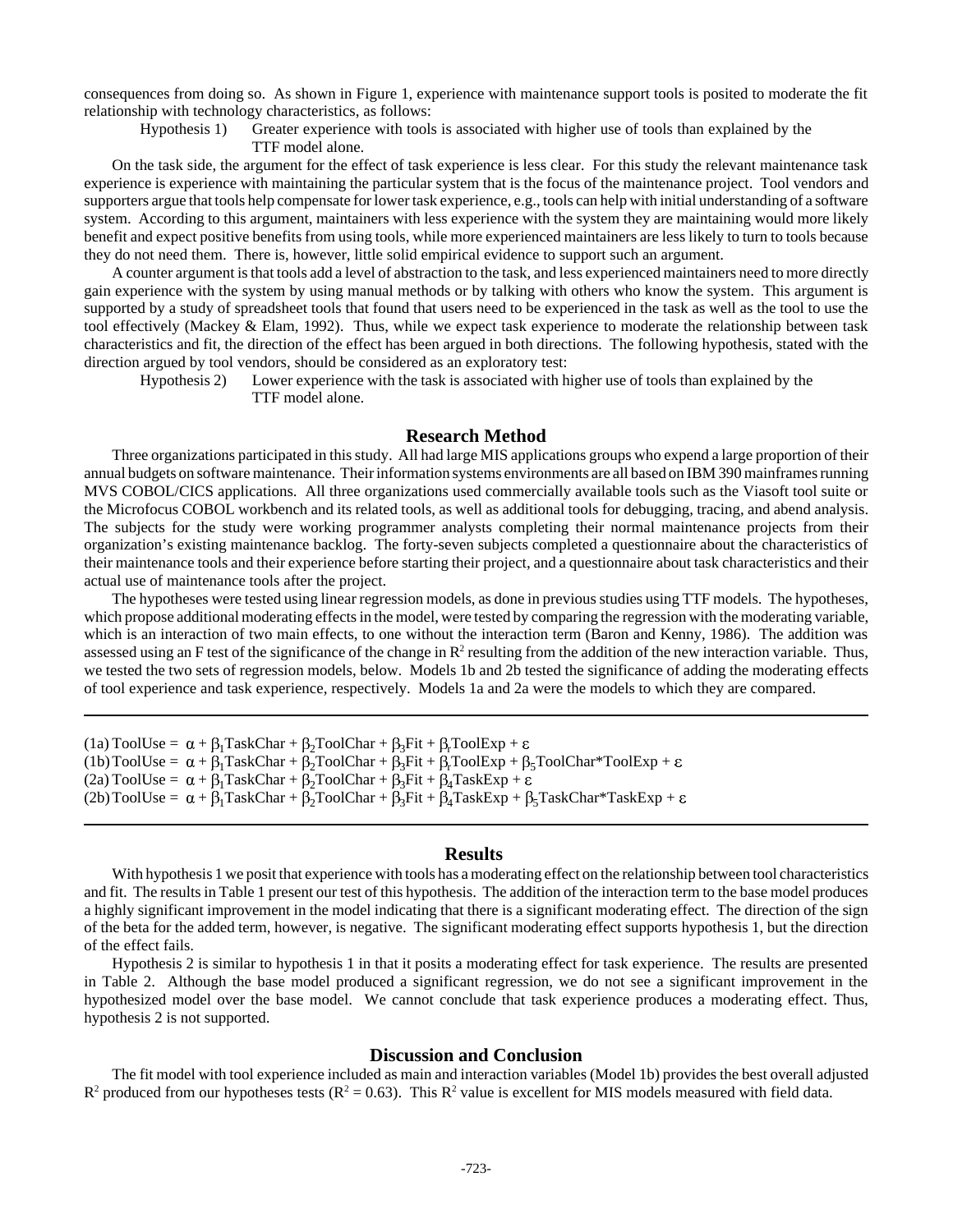consequences from doing so. As shown in Figure 1, experience with maintenance support tools is posited to moderate the fit relationship with technology characteristics, as follows:

Hypothesis 1) Greater experience with tools is associated with higher use of tools than explained by the TTF model alone.

On the task side, the argument for the effect of task experience is less clear. For this study the relevant maintenance task experience is experience with maintaining the particular system that is the focus of the maintenance project. Tool vendors and supporters argue that tools help compensate for lower task experience, e.g., tools can help with initial understanding of a software system. According to this argument, maintainers with less experience with the system they are maintaining would more likely benefit and expect positive benefits from using tools, while more experienced maintainers are less likely to turn to tools because they do not need them. There is, however, little solid empirical evidence to support such an argument.

A counter argument is that tools add a level of abstraction to the task, and less experienced maintainers need to more directly gain experience with the system by using manual methods or by talking with others who know the system. This argument is supported by a study of spreadsheet tools that found that users need to be experienced in the task as well as the tool to use the tool effectively (Mackey & Elam, 1992). Thus, while we expect task experience to moderate the relationship between task characteristics and fit, the direction of the effect has been argued in both directions. The following hypothesis, stated with the direction argued by tool vendors, should be considered as an exploratory test:

Hypothesis 2) Lower experience with the task is associated with higher use of tools than explained by the TTF model alone.

## Research Method

Three organizations participated in this study. All had large MIS applications groups who expend a large proportion of their annual budgets on software maintenance. Their information systems environments are all based on IBM 390 mainframes running MVS COBOL/CICS applications. All three organizations used commercially available tools such as the Viasoft tool suite or the Microfocus COBOL workbench and its related tools, as well as additional tools for debugging, tracing, and abend analysis. The subjects for the study were working programmer analysts completing their normal maintenance projects from their organization's existing maintenance backlog. The forty-seven subjects completed a questionnaire about the characteristics of their maintenance tools and their experience before starting their project, and a questionnaire about task characteristics and their actual use of maintenance tools after the project.

The hypotheses were tested using linear regression models, as done in previous studies using TTF models. The hypotheses, which propose additional moderating effects in the model, were tested by comparing the regression with the moderating variable, which is an interaction of two main effects, to one without the interaction term (Baron and Kenny, 1986). The addition was assessed using an F test of the significance of the change in $R^2$ resulting from the addition of the new interaction variable. Thus, we tested the two sets of regression models, below. Models 1b and 2b tested the significance of adding the moderating effects of tool experience and task experience, respectively. Models 1a and 2a were the models to which they are compared.

---

(1a) $\text{ToolUse} = \alpha + \beta_1\text{TaskChar} + \beta_2\text{ToolChar} + \beta_3\text{Fit} + \beta_t\text{ToolExp} + \varepsilon$

(1b) $\text{ToolUse} = \alpha + \beta_1\text{TaskChar} + \beta_2\text{ToolChar} + \beta_3\text{Fit} + \beta_t\text{ToolExp} + \beta_5\text{ToolChar*ToolExp} + \varepsilon$

(2a) $\text{ToolUse} = \alpha + \beta_1\text{TaskChar} + \beta_2\text{ToolChar} + \beta_3\text{Fit} + \beta_4\text{TaskExp} + \varepsilon$

(2b) $\text{ToolUse} = \alpha + \beta_1\text{TaskChar} + \beta_2\text{ToolChar} + \beta_3\text{Fit} + \beta_4\text{TaskExp} + \beta_5\text{TaskChar*TaskExp} + \varepsilon$

---

## Results

With hypothesis 1 we posit that experience with tools has a moderating effect on the relationship between tool characteristics and fit. The results in Table 1 present our test of this hypothesis. The addition of the interaction term to the base model produces a highly significant improvement in the model indicating that there is a significant moderating effect. The direction of the sign of the beta for the added term, however, is negative. The significant moderating effect supports hypothesis 1, but the direction of the effect fails.

Hypothesis 2 is similar to hypothesis 1 in that it posits a moderating effect for task experience. The results are presented in Table 2. Although the base model produced a significant regression, we do not see a significant improvement in the hypothesized model over the base model. We cannot conclude that task experience produces a moderating effect. Thus, hypothesis 2 is not supported.

## Discussion and Conclusion

The fit model with tool experience included as main and interaction variables (Model 1b) provides the best overall adjusted $R^2$ produced from our hypotheses tests ($R^2 = 0.63$). This $R^2$ value is excellent for MIS models measured with field data.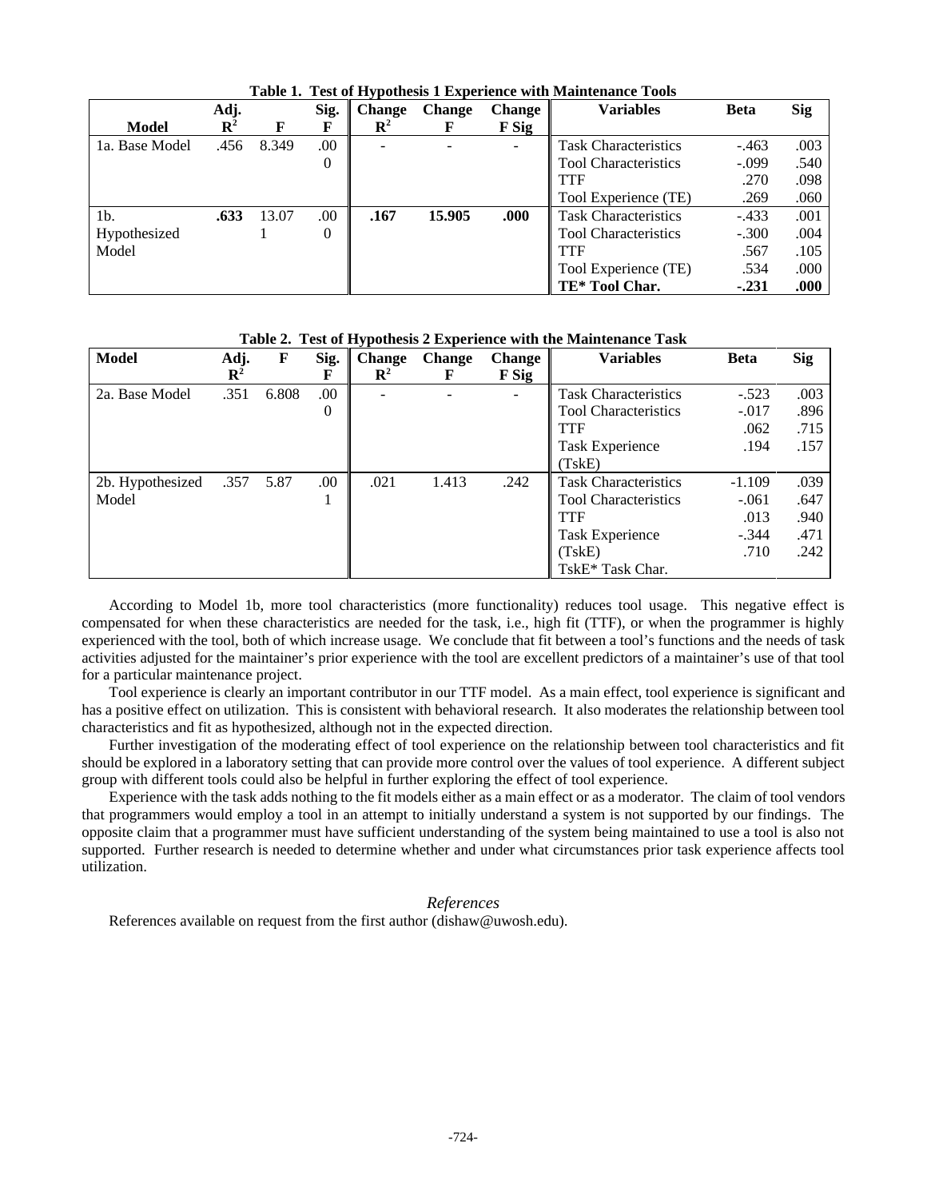**Table 1. Test of Hypothesis 1 Experience with Maintenance Tools**

| Model | Adj. $R^2$ | F | Sig. F | Change $R^2$ | Change F | Change F Sig | Variables | Beta | Sig |
|---|---|---|---|---|---|---|---|---|---|
| 1a. Base Model | .456 | 8.349 | .000 | - | - | - | Task Characteristics | -.463 | .003 |
| | | | | | | | Tool Characteristics | -.099 | .540 |
| | | | | | | | TTF | .270 | .098 |
| | | | | | | | Tool Experience (TE) | .269 | .060 |
| 1b. Hypothesized Model | **.633** | 13.071 | .000 | **.167** | **15.905** | **.000** | Task Characteristics | -.433 | .001 |
| | | | | | | | Tool Characteristics | -.300 | .004 |
| | | | | | | | TTF | .567 | .105 |
| | | | | | | | Tool Experience (TE) | .534 | .000 |
| | | | | | | | **TE\* Tool Char.** | **-.231** | **.000** |

**Table 2. Test of Hypothesis 2 Experience with the Maintenance Task**

| Model | Adj. $R^2$ | F | Sig. F | Change $R^2$ | Change F | Change F Sig | Variables | Beta | Sig |
|---|---|---|---|---|---|---|---|---|---|
| 2a. Base Model | .351 | 6.808 | .000 | - | - | - | Task Characteristics | -.523 | .003 |
| | | | | | | | Tool Characteristics | -.017 | .896 |
| | | | | | | | TTF | .062 | .715 |
| | | | | | | | Task Experience (TskE) | .194 | .157 |
| 2b. Hypothesized Model | .357 | 5.87 | .001 | .021 | 1.413 | .242 | Task Characteristics | -1.109 | .039 |
| | | | | | | | Tool Characteristics | -.061 | .647 |
| | | | | | | | TTF | .013 | .940 |
| | | | | | | | Task Experience (TskE) | -.344 | .471 |
| | | | | | | | TskE\* Task Char. | .710 | .242 |

According to Model 1b, more tool characteristics (more functionality) reduces tool usage. This negative effect is compensated for when these characteristics are needed for the task, i.e., high fit (TTF), or when the programmer is highly experienced with the tool, both of which increase usage. We conclude that fit between a tool's functions and the needs of task activities adjusted for the maintainer's prior experience with the tool are excellent predictors of a maintainer's use of that tool for a particular maintenance project.

Tool experience is clearly an important contributor in our TTF model. As a main effect, tool experience is significant and has a positive effect on utilization. This is consistent with behavioral research. It also moderates the relationship between tool characteristics and fit as hypothesized, although not in the expected direction.

Further investigation of the moderating effect of tool experience on the relationship between tool characteristics and fit should be explored in a laboratory setting that can provide more control over the values of tool experience. A different subject group with different tools could also be helpful in further exploring the effect of tool experience.

Experience with the task adds nothing to the fit models either as a main effect or as a moderator. The claim of tool vendors that programmers would employ a tool in an attempt to initially understand a system is not supported by our findings. The opposite claim that a programmer must have sufficient understanding of the system being maintained to use a tool is also not supported. Further research is needed to determine whether and under what circumstances prior task experience affects tool utilization.

## *References*

References available on request from the first author (dishaw@uwosh.edu).